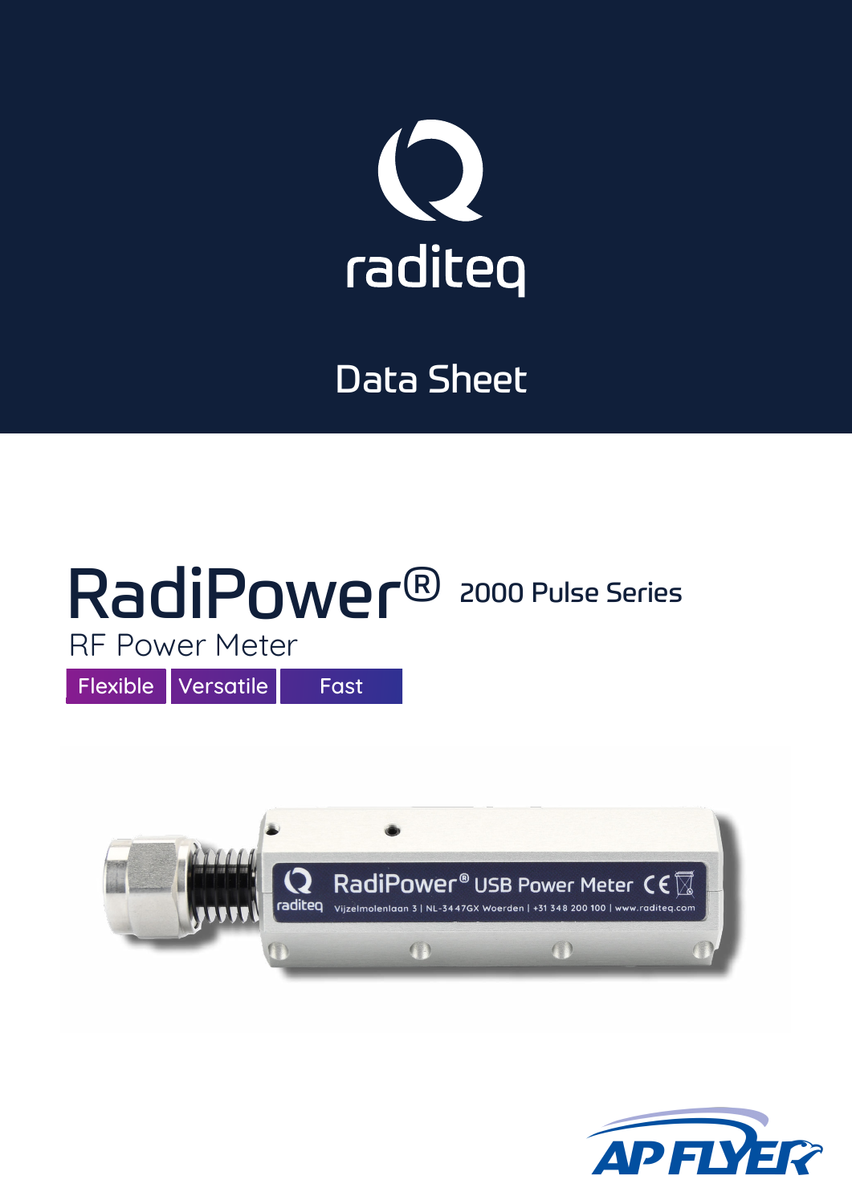raditeq

# Data Sheet

# RadiPower® 2000 Pulse Series

RF Power Meter

Flexible | Versatile | Fast

AP FLYER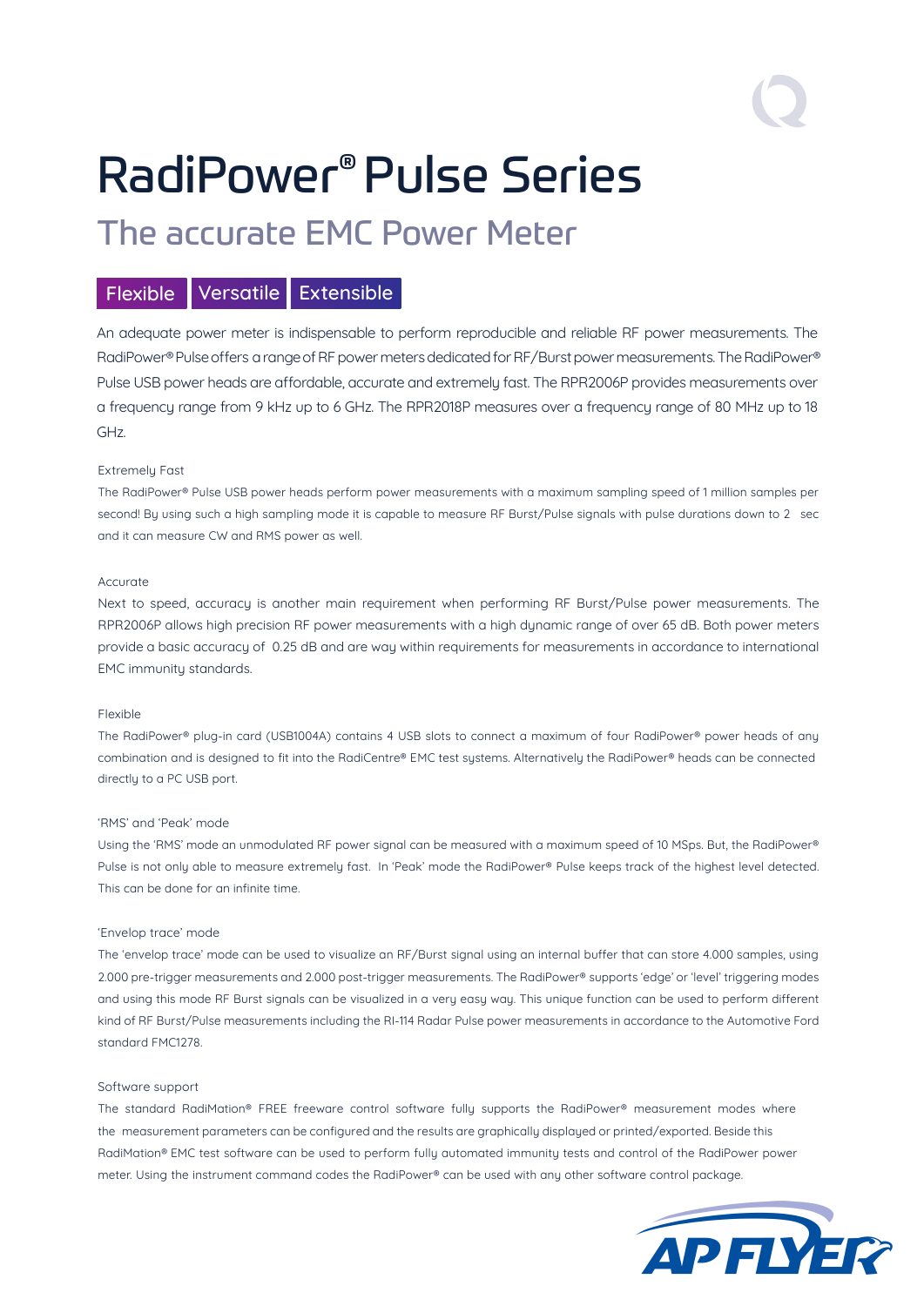# RadiPower® Pulse Series

## The accurate EMC Power Meter

**Flexible** **Versatile** **Extensible**

An adequate power meter is indispensable to perform reproducible and reliable RF power measurements. The RadiPower® Pulse offers a range of RF power meters dedicated for RF/Burst power measurements. The RadiPower® Pulse USB power heads are affordable, accurate and extremely fast. The RPR2006P provides measurements over a frequency range from 9 kHz up to 6 GHz. The RPR2018P measures over a frequency range of 80 MHz up to 18 GHz.

### Extremely Fast

The RadiPower® Pulse USB power heads perform power measurements with a maximum sampling speed of 1 million samples per second! By using such a high sampling mode it is capable to measure RF Burst/Pulse signals with pulse durations down to 2 sec and it can measure CW and RMS power as well.

### Accurate

Next to speed, accuracy is another main requirement when performing RF Burst/Pulse power measurements. The RPR2006P allows high precision RF power measurements with a high dynamic range of over 65 dB. Both power meters provide a basic accuracy of 0.25 dB and are way within requirements for measurements in accordance to international EMC immunity standards.

### Flexible

The RadiPower® plug-in card (USB1004A) contains 4 USB slots to connect a maximum of four RadiPower® power heads of any combination and is designed to fit into the RadiCentre® EMC test systems. Alternatively the RadiPower® heads can be connected directly to a PC USB port.

### 'RMS' and 'Peak' mode

Using the 'RMS' mode an unmodulated RF power signal can be measured with a maximum speed of 10 MSps. But, the RadiPower® Pulse is not only able to measure extremely fast. In 'Peak' mode the RadiPower® Pulse keeps track of the highest level detected. This can be done for an infinite time.

### 'Envelop trace' mode

The 'envelop trace' mode can be used to visualize an RF/Burst signal using an internal buffer that can store 4.000 samples, using 2.000 pre-trigger measurements and 2.000 post-trigger measurements. The RadiPower® supports 'edge' or 'level' triggering modes and using this mode RF Burst signals can be visualized in a very easy way. This unique function can be used to perform different kind of RF Burst/Pulse measurements including the RI-114 Radar Pulse power measurements in accordance to the Automotive Ford standard FMC1278.

### Software support

The standard RadiMation® FREE freeware control software fully supports the RadiPower® measurement modes where the measurement parameters can be configured and the results are graphically displayed or printed/exported. Beside this RadiMation® EMC test software can be used to perform fully automated immunity tests and control of the RadiPower power meter. Using the instrument command codes the RadiPower® can be used with any other software control package.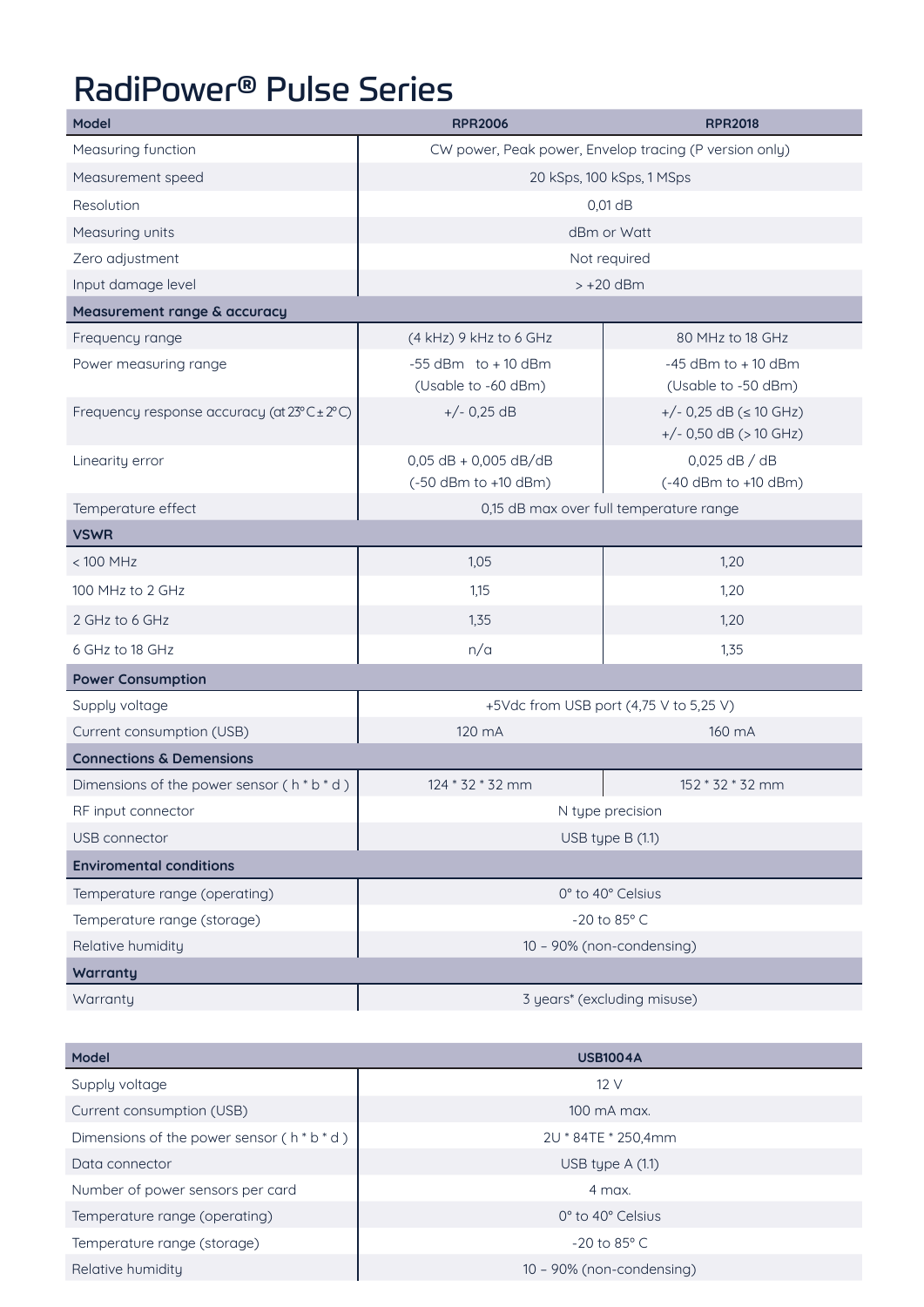# RadiPower® Pulse Series

| Model | RPR2006 | RPR2018 |
|---|---|---|
| Measuring function | CW power, Peak power, Envelop tracing (P version only) | |
| Measurement speed | 20 kSps, 100 kSps, 1 MSps | |
| Resolution | 0,01 dB | |
| Measuring units | dBm or Watt | |
| Zero adjustment | Not required | |
| Input damage level | > +20 dBm | |
| **Measurement range & accuracy** | | |
| Frequency range | (4 kHz) 9 kHz to 6 GHz | 80 MHz to 18 GHz |
| Power measuring range | -55 dBm to + 10 dBm (Usable to -60 dBm) | -45 dBm to + 10 dBm (Usable to -50 dBm) |
| Frequency response accuracy (at 23°C ± 2°C) | +/- 0,25 dB | +/- 0,25 dB (≤ 10 GHz) +/- 0,50 dB (> 10 GHz) |
| Linearity error | 0,05 dB + 0,005 dB/dB (-50 dBm to +10 dBm) | 0,025 dB / dB (-40 dBm to +10 dBm) |
| Temperature effect | 0,15 dB max over full temperature range | |
| **VSWR** | | |
| < 100 MHz | 1,05 | 1,20 |
| 100 MHz to 2 GHz | 1,15 | 1,20 |
| 2 GHz to 6 GHz | 1,35 | 1,20 |
| 6 GHz to 18 GHz | n/a | 1,35 |
| **Power Consumption** | | |
| Supply voltage | +5Vdc from USB port (4,75 V to 5,25 V) | |
| Current consumption (USB) | 120 mA | 160 mA |
| **Connections & Demensions** | | |
| Dimensions of the power sensor ( h * b * d ) | 124 * 32 * 32 mm | 152 * 32 * 32 mm |
| RF input connector | N type precision | |
| USB connector | USB type B (1.1) | |
| **Enviromental conditions** | | |
| Temperature range (operating) | 0° to 40° Celsius | |
| Temperature range (storage) | -20 to 85° C | |
| Relative humidity | 10 – 90% (non-condensing) | |
| **Warranty** | | |
| Warranty | 3 years* (excluding misuse) | |

| Model | USB1004A |
|---|---|
| Supply voltage | 12 V |
| Current consumption (USB) | 100 mA max. |
| Dimensions of the power sensor ( h * b * d ) | 2U * 84TE * 250,4mm |
| Data connector | USB type A (1.1) |
| Number of power sensors per card | 4 max. |
| Temperature range (operating) | 0° to 40° Celsius |
| Temperature range (storage) | -20 to 85° C |
| Relative humidity | 10 – 90% (non-condensing) |